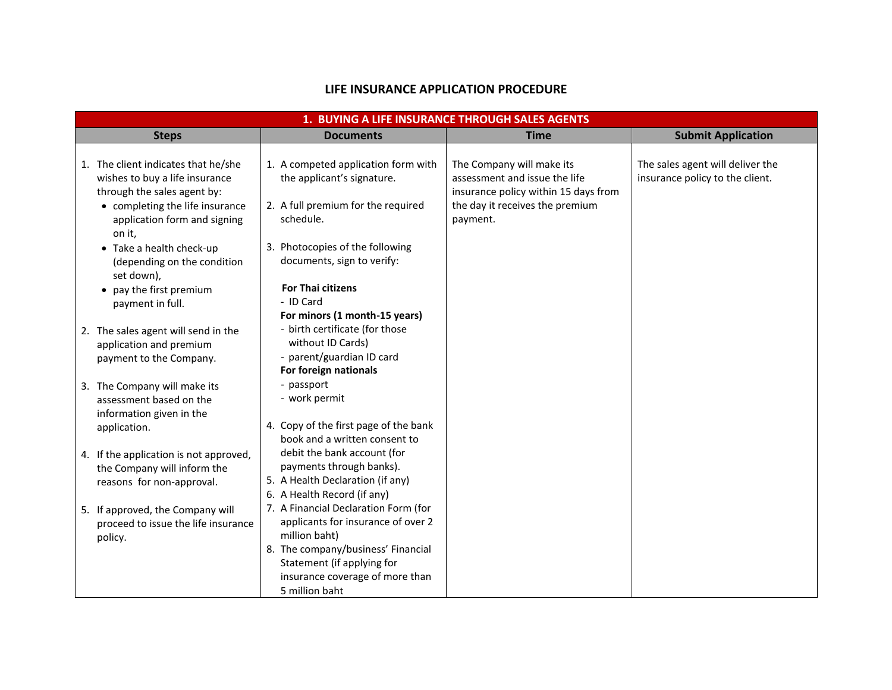# LIFE INSURANCE APPLICATION PROCEDURE

| 1. BUYING A LIFE INSURANCE THROUGH SALES AGENTS | | | |
|---|---|---|---|
| **Steps** | **Documents** | **Time** | **Submit Application** |
| 1. The client indicates that he/she wishes to buy a life insurance through the sales agent by:<br>• completing the life insurance application form and signing on it,<br>• Take a health check-up (depending on the condition set down),<br>• pay the first premium payment in full.<br><br>2. The sales agent will send in the application and premium payment to the Company.<br><br>3. The Company will make its assessment based on the information given in the application.<br><br>4. If the application is not approved, the Company will inform the reasons for non-approval.<br><br>5. If approved, the Company will proceed to issue the life insurance policy. | 1. A competed application form with the applicant's signature.<br><br>2. A full premium for the required schedule.<br><br>3. Photocopies of the following documents, sign to verify:<br><br>**For Thai citizens**<br>- ID Card<br>**For minors (1 month-15 years)**<br>- birth certificate (for those without ID Cards)<br>- parent/guardian ID card<br>**For foreign nationals**<br>- passport<br>- work permit<br><br>4. Copy of the first page of the bank book and a written consent to debit the bank account (for payments through banks).<br>5. A Health Declaration (if any)<br>6. A Health Record (if any)<br>7. A Financial Declaration Form (for applicants for insurance of over 2 million baht)<br>8. The company/business' Financial Statement (if applying for insurance coverage of more than 5 million baht | The Company will make its assessment and issue the life insurance policy within 15 days from the day it receives the premium payment. | The sales agent will deliver the insurance policy to the client. |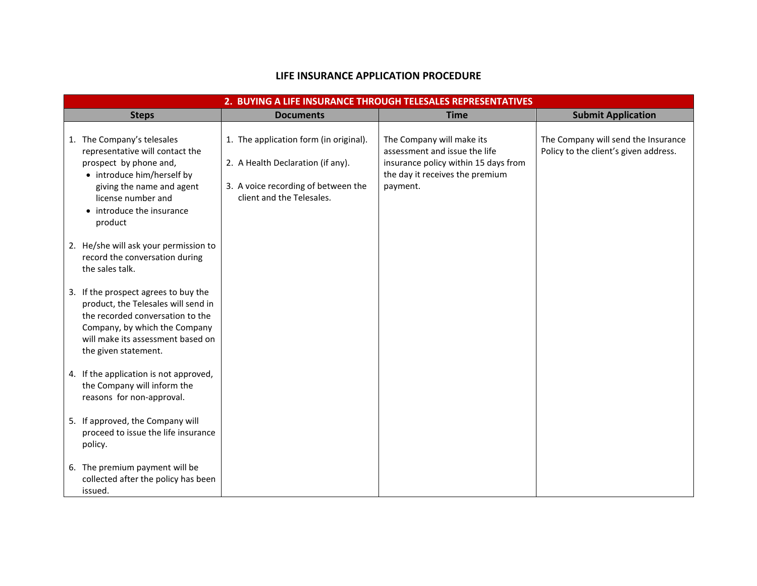# LIFE INSURANCE APPLICATION PROCEDURE

| 2. BUYING A LIFE INSURANCE THROUGH TELESALES REPRESENTATIVES | | | |
|---|---|---|---|
| **Steps** | **Documents** | **Time** | **Submit Application** |
| 1. The Company's telesales representative will contact the prospect by phone and, <br>• introduce him/herself by giving the name and agent license number and <br>• introduce the insurance product <br><br>2. He/she will ask your permission to record the conversation during the sales talk. <br><br>3. If the prospect agrees to buy the product, the Telesales will send in the recorded conversation to the Company, by which the Company will make its assessment based on the given statement. <br><br>4. If the application is not approved, the Company will inform the reasons for non-approval. <br><br>5. If approved, the Company will proceed to issue the life insurance policy. <br><br>6. The premium payment will be collected after the policy has been issued. | 1. The application form (in original). <br><br>2. A Health Declaration (if any). <br><br>3. A voice recording of between the client and the Telesales. | The Company will make its assessment and issue the life insurance policy within 15 days from the day it receives the premium payment. | The Company will send the Insurance Policy to the client's given address. |